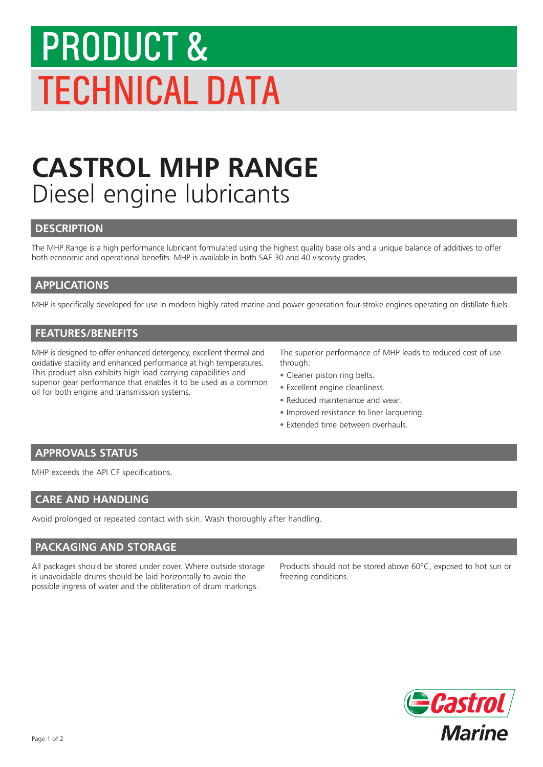# PRODUCT & TECHNICAL DATA

# CASTROL MHP RANGE

Diesel engine lubricants

## DESCRIPTION

The MHP Range is a high performance lubricant formulated using the highest quality base oils and a unique balance of additives to offer both economic and operational benefits. MHP is available in both SAE 30 and 40 viscosity grades.

## APPLICATIONS

MHP is specifically developed for use in modern highly rated marine and power generation four-stroke engines operating on distillate fuels.

## FEATURES/BENEFITS

MHP is designed to offer enhanced detergency, excellent thermal and oxidative stability and enhanced performance at high temperatures. This product also exhibits high load carrying capabilities and superior gear performance that enables it to be used as a common oil for both engine and transmission systems.

The superior performance of MHP leads to reduced cost of use through:

- Cleaner piston ring belts.
- Excellent engine cleanliness.
- Reduced maintenance and wear.
- Improved resistance to liner lacquering.
- Extended time between overhauls.

## APPROVALS STATUS

MHP exceeds the API CF specifications.

## CARE AND HANDLING

Avoid prolonged or repeated contact with skin. Wash thoroughly after handling.

## PACKAGING AND STORAGE

All packages should be stored under cover. Where outside storage is unavoidable drums should be laid horizontally to avoid the possible ingress of water and the obliteration of drum markings.

Products should not be stored above 60°C, exposed to hot sun or freezing conditions.

Castrol Marine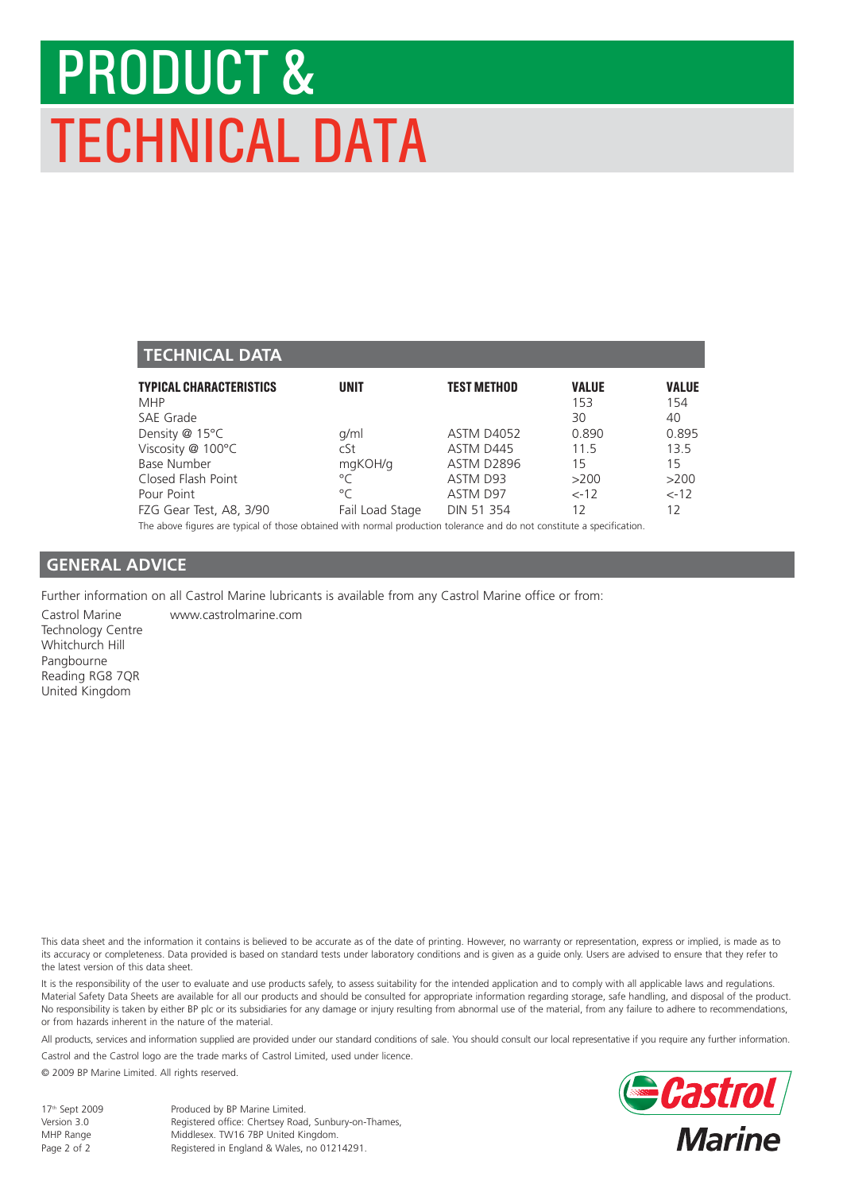# PRODUCT & TECHNICAL DATA

## TECHNICAL DATA

| TYPICAL CHARACTERISTICS | UNIT | TEST METHOD | VALUE | VALUE |
|---|---|---|---|---|
| MHP | | | 153 | 154 |
| SAE Grade | | | 30 | 40 |
| Density @ 15°C | g/ml | ASTM D4052 | 0.890 | 0.895 |
| Viscosity @ 100°C | cSt | ASTM D445 | 11.5 | 13.5 |
| Base Number | mgKOH/g | ASTM D2896 | 15 | 15 |
| Closed Flash Point | °C | ASTM D93 | >200 | >200 |
| Pour Point | °C | ASTM D97 | <-12 | <-12 |
| FZG Gear Test, A8, 3/90 | Fail Load Stage | DIN 51 354 | 12 | 12 |

The above figures are typical of those obtained with normal production tolerance and do not constitute a specification.

## GENERAL ADVICE

Further information on all Castrol Marine lubricants is available from any Castrol Marine office or from:

Castrol Marine
Technology Centre
Whitchurch Hill
Pangbourne
Reading RG8 7QR
United Kingdom

www.castrolmarine.com

This data sheet and the information it contains is believed to be accurate as of the date of printing. However, no warranty or representation, express or implied, is made as to its accuracy or completeness. Data provided is based on standard tests under laboratory conditions and is given as a guide only. Users are advised to ensure that they refer to the latest version of this data sheet.

It is the responsibility of the user to evaluate and use products safely, to assess suitability for the intended application and to comply with all applicable laws and regulations. Material Safety Data Sheets are available for all our products and should be consulted for appropriate information regarding storage, safe handling, and disposal of the product. No responsibility is taken by either BP plc or its subsidiaries for any damage or injury resulting from abnormal use of the material, from any failure to adhere to recommendations, or from hazards inherent in the nature of the material.

All products, services and information supplied are provided under our standard conditions of sale. You should consult our local representative if you require any further information.

Castrol and the Castrol logo are the trade marks of Castrol Limited, used under licence.

© 2009 BP Marine Limited. All rights reserved.

17th Sept 2009
Version 3.0
MHP Range

Produced by BP Marine Limited.
Registered office: Chertsey Road, Sunbury-on-Thames,
Middlesex. TW16 7BP United Kingdom.
Registered in England & Wales, no 01214291.

Castrol Marine